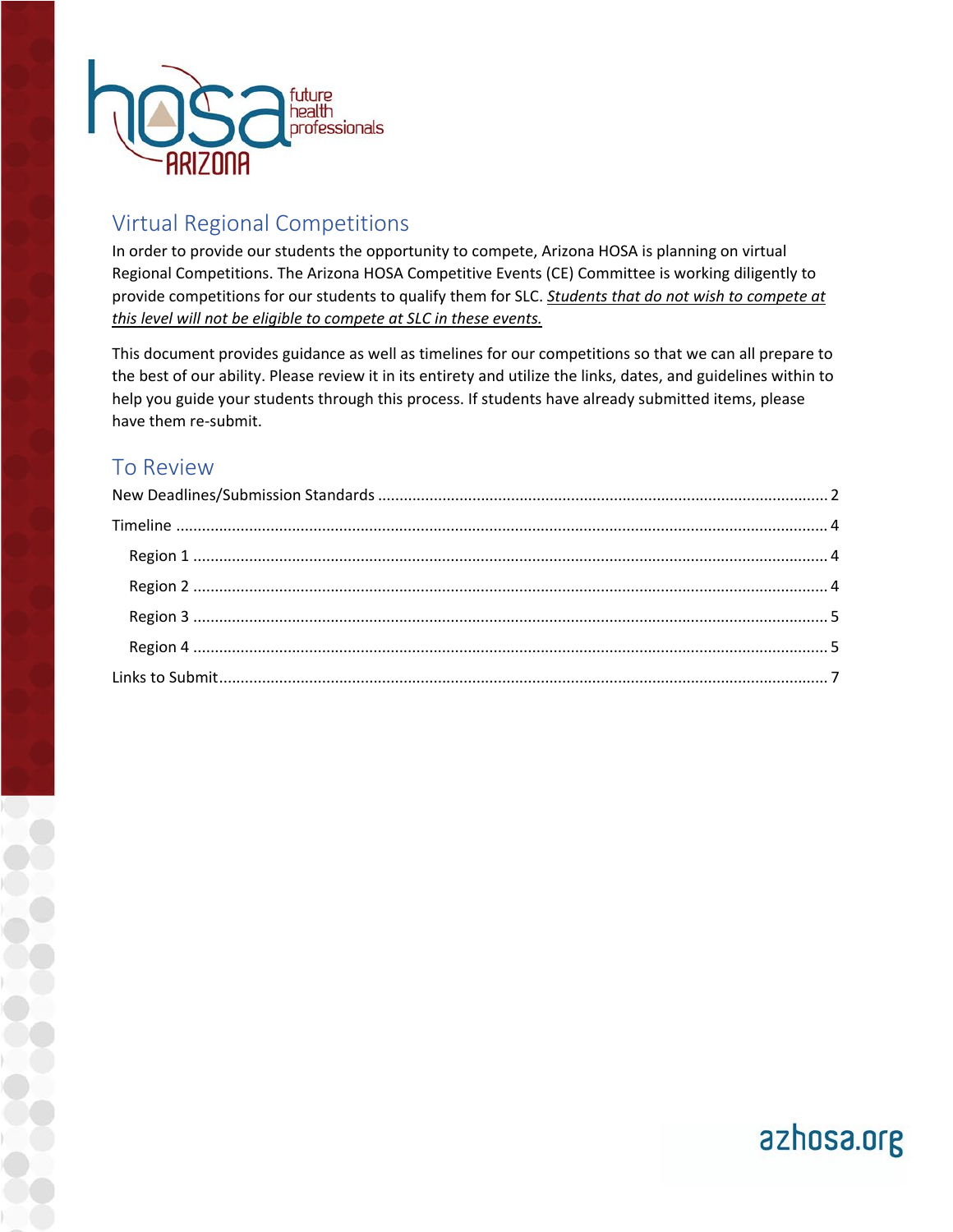## Virtual Regional Competitions

In order to provide our students the opportunity to compete, Arizona HOSA is planning on virtual Regional Competitions. The Arizona HOSA Competitive Events (CE) Committee is working diligently to provide competitions for our students to qualify them for SLC. ***Students that do not wish to compete at this level will not be eligible to compete at SLC in these events.***

This document provides guidance as well as timelines for our competitions so that we can all prepare to the best of our ability. Please review it in its entirety and utilize the links, dates, and guidelines within to help you guide your students through this process. If students have already submitted items, please have them re-submit.

## To Review

- New Deadlines/Submission Standards ..... 2
- Timeline ..... 4
  - Region 1 ..... 4
  - Region 2 ..... 4
  - Region 3 ..... 5
  - Region 4 ..... 5
- Links to Submit ..... 7

azhosa.org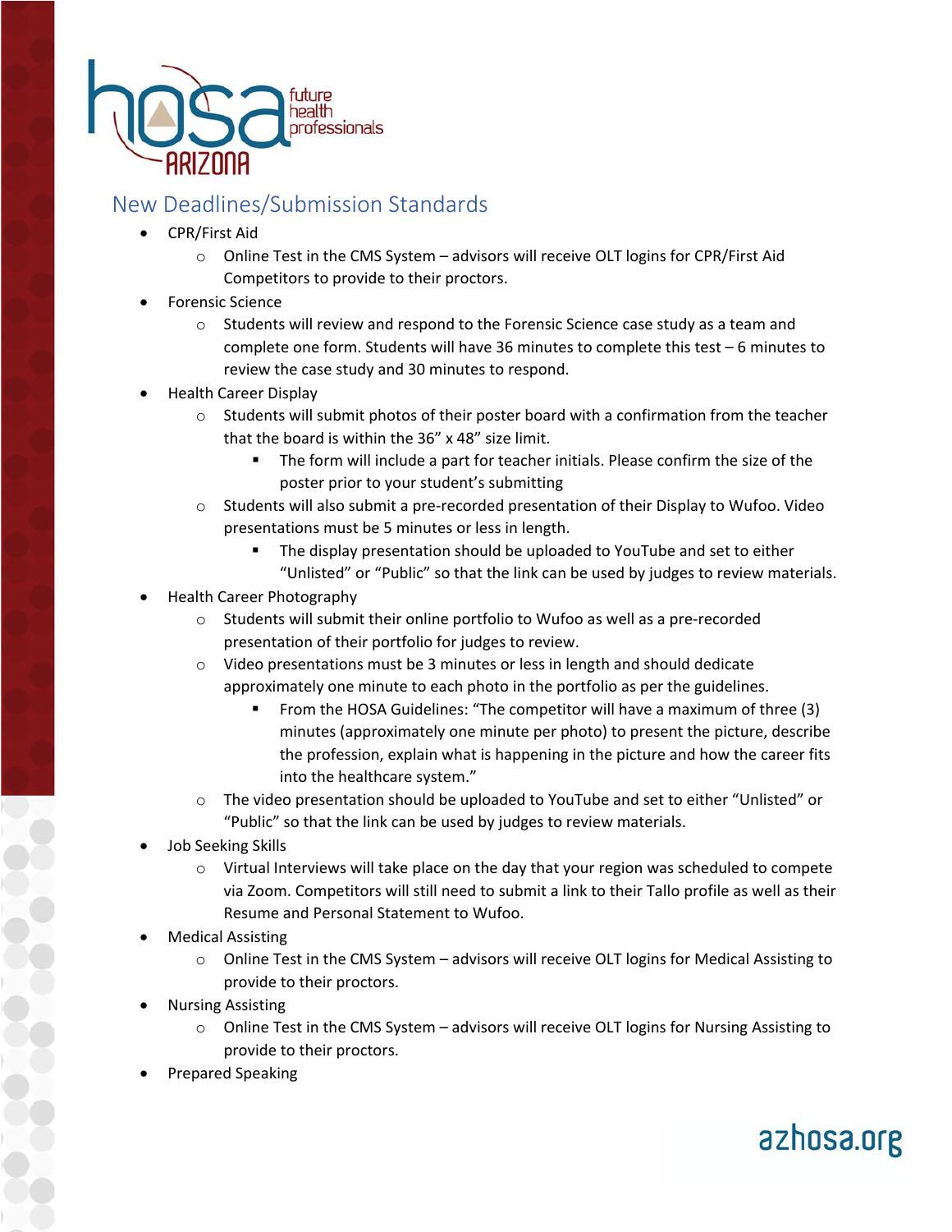## New Deadlines/Submission Standards

- CPR/First Aid
  - Online Test in the CMS System – advisors will receive OLT logins for CPR/First Aid Competitors to provide to their proctors.
- Forensic Science
  - Students will review and respond to the Forensic Science case study as a team and complete one form. Students will have 36 minutes to complete this test – 6 minutes to review the case study and 30 minutes to respond.
- Health Career Display
  - Students will submit photos of their poster board with a confirmation from the teacher that the board is within the 36" x 48" size limit.
    - The form will include a part for teacher initials. Please confirm the size of the poster prior to your student's submitting
  - Students will also submit a pre-recorded presentation of their Display to Wufoo. Video presentations must be 5 minutes or less in length.
    - The display presentation should be uploaded to YouTube and set to either "Unlisted" or "Public" so that the link can be used by judges to review materials.
- Health Career Photography
  - Students will submit their online portfolio to Wufoo as well as a pre-recorded presentation of their portfolio for judges to review.
  - Video presentations must be 3 minutes or less in length and should dedicate approximately one minute to each photo in the portfolio as per the guidelines.
    - From the HOSA Guidelines: "The competitor will have a maximum of three (3) minutes (approximately one minute per photo) to present the picture, describe the profession, explain what is happening in the picture and how the career fits into the healthcare system."
  - The video presentation should be uploaded to YouTube and set to either "Unlisted" or "Public" so that the link can be used by judges to review materials.
- Job Seeking Skills
  - Virtual Interviews will take place on the day that your region was scheduled to compete via Zoom. Competitors will still need to submit a link to their Tallo profile as well as their Resume and Personal Statement to Wufoo.
- Medical Assisting
  - Online Test in the CMS System – advisors will receive OLT logins for Medical Assisting to provide to their proctors.
- Nursing Assisting
  - Online Test in the CMS System – advisors will receive OLT logins for Nursing Assisting to provide to their proctors.
- Prepared Speaking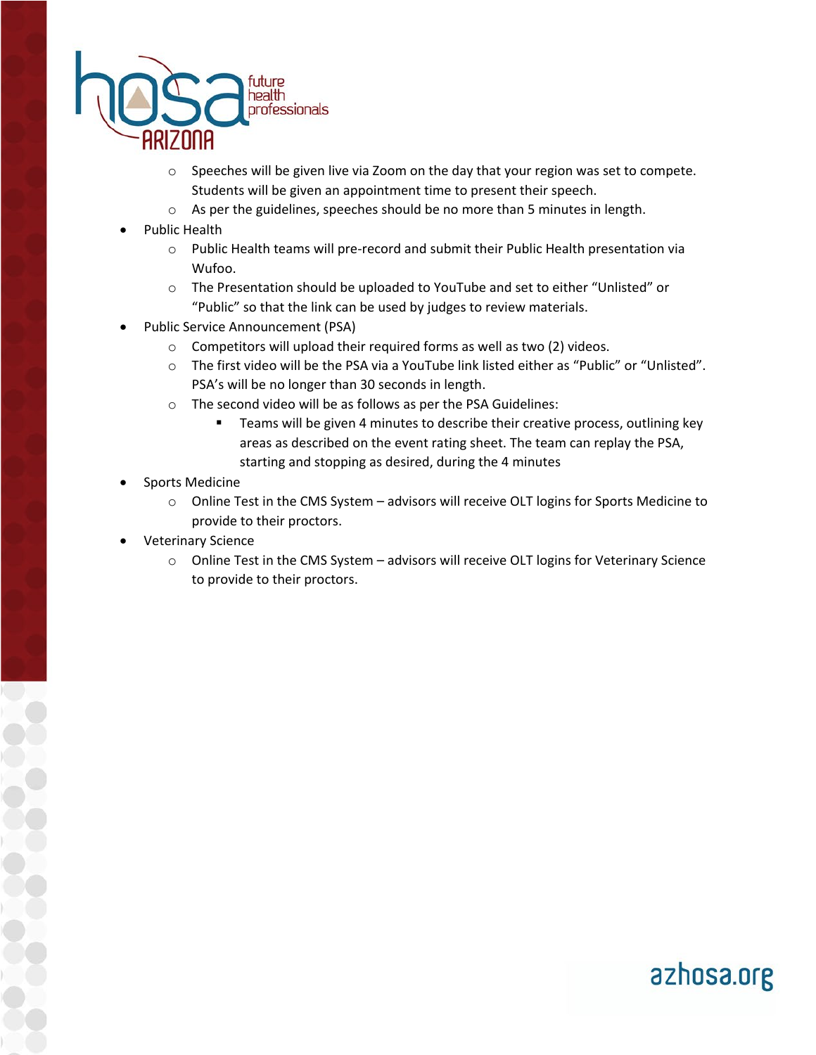- Speeches will be given live via Zoom on the day that your region was set to compete. Students will be given an appointment time to present their speech.
  - As per the guidelines, speeches should be no more than 5 minutes in length.
- Public Health
  - Public Health teams will pre-record and submit their Public Health presentation via Wufoo.
  - The Presentation should be uploaded to YouTube and set to either "Unlisted" or "Public" so that the link can be used by judges to review materials.
- Public Service Announcement (PSA)
  - Competitors will upload their required forms as well as two (2) videos.
  - The first video will be the PSA via a YouTube link listed either as "Public" or "Unlisted". PSA's will be no longer than 30 seconds in length.
  - The second video will be as follows as per the PSA Guidelines:
    - Teams will be given 4 minutes to describe their creative process, outlining key areas as described on the event rating sheet. The team can replay the PSA, starting and stopping as desired, during the 4 minutes
- Sports Medicine
  - Online Test in the CMS System – advisors will receive OLT logins for Sports Medicine to provide to their proctors.
- Veterinary Science
  - Online Test in the CMS System – advisors will receive OLT logins for Veterinary Science to provide to their proctors.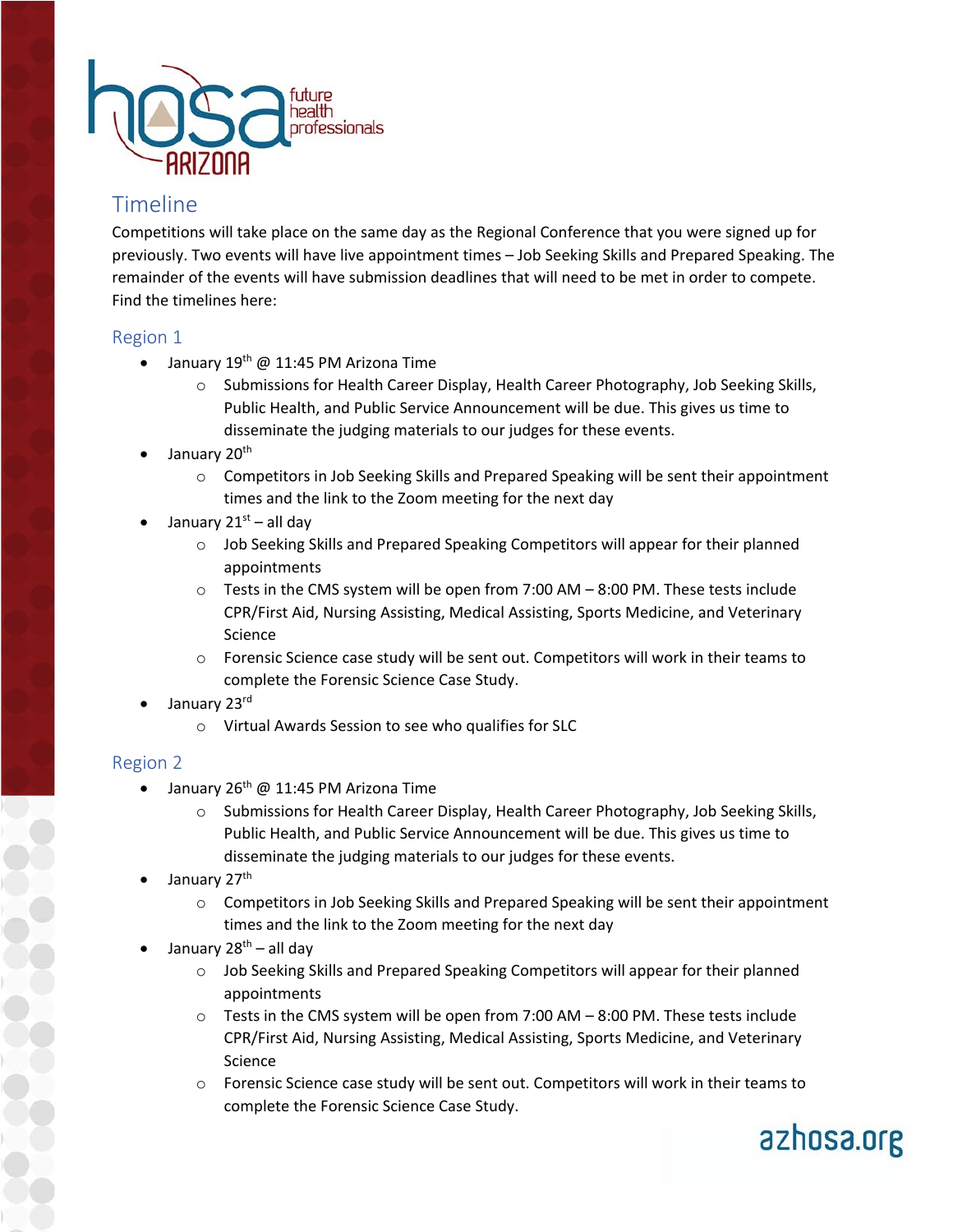## Timeline

Competitions will take place on the same day as the Regional Conference that you were signed up for previously. Two events will have live appointment times – Job Seeking Skills and Prepared Speaking. The remainder of the events will have submission deadlines that will need to be met in order to compete. Find the timelines here:

### Region 1

- January 19th @ 11:45 PM Arizona Time
  - Submissions for Health Career Display, Health Career Photography, Job Seeking Skills, Public Health, and Public Service Announcement will be due. This gives us time to disseminate the judging materials to our judges for these events.
- January 20th
  - Competitors in Job Seeking Skills and Prepared Speaking will be sent their appointment times and the link to the Zoom meeting for the next day
- January 21st – all day
  - Job Seeking Skills and Prepared Speaking Competitors will appear for their planned appointments
  - Tests in the CMS system will be open from 7:00 AM – 8:00 PM. These tests include CPR/First Aid, Nursing Assisting, Medical Assisting, Sports Medicine, and Veterinary Science
  - Forensic Science case study will be sent out. Competitors will work in their teams to complete the Forensic Science Case Study.
- January 23rd
  - Virtual Awards Session to see who qualifies for SLC

### Region 2

- January 26th @ 11:45 PM Arizona Time
  - Submissions for Health Career Display, Health Career Photography, Job Seeking Skills, Public Health, and Public Service Announcement will be due. This gives us time to disseminate the judging materials to our judges for these events.
- January 27th
  - Competitors in Job Seeking Skills and Prepared Speaking will be sent their appointment times and the link to the Zoom meeting for the next day
- January 28th – all day
  - Job Seeking Skills and Prepared Speaking Competitors will appear for their planned appointments
  - Tests in the CMS system will be open from 7:00 AM – 8:00 PM. These tests include CPR/First Aid, Nursing Assisting, Medical Assisting, Sports Medicine, and Veterinary Science
  - Forensic Science case study will be sent out. Competitors will work in their teams to complete the Forensic Science Case Study.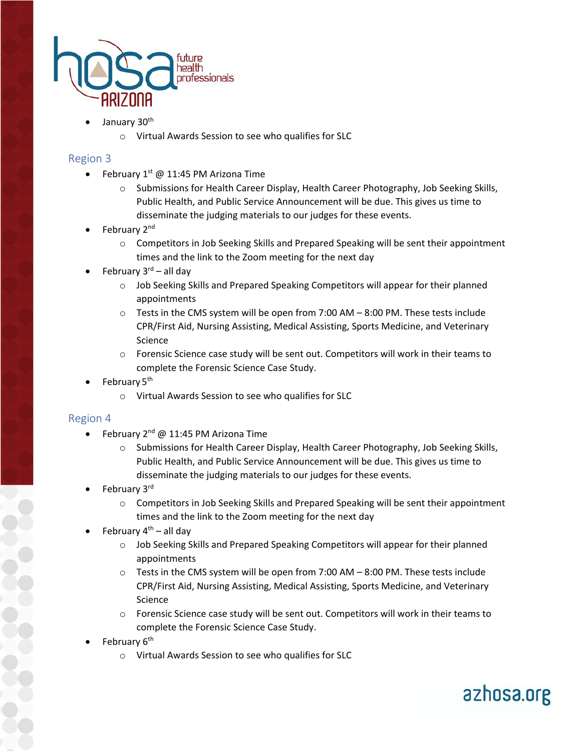- January 30th
  - Virtual Awards Session to see who qualifies for SLC

## Region 3

- February 1st @ 11:45 PM Arizona Time
  - Submissions for Health Career Display, Health Career Photography, Job Seeking Skills, Public Health, and Public Service Announcement will be due. This gives us time to disseminate the judging materials to our judges for these events.
- February 2nd
  - Competitors in Job Seeking Skills and Prepared Speaking will be sent their appointment times and the link to the Zoom meeting for the next day
- February 3rd – all day
  - Job Seeking Skills and Prepared Speaking Competitors will appear for their planned appointments
  - Tests in the CMS system will be open from 7:00 AM – 8:00 PM. These tests include CPR/First Aid, Nursing Assisting, Medical Assisting, Sports Medicine, and Veterinary Science
  - Forensic Science case study will be sent out. Competitors will work in their teams to complete the Forensic Science Case Study.
- February 5th
  - Virtual Awards Session to see who qualifies for SLC

## Region 4

- February 2nd @ 11:45 PM Arizona Time
  - Submissions for Health Career Display, Health Career Photography, Job Seeking Skills, Public Health, and Public Service Announcement will be due. This gives us time to disseminate the judging materials to our judges for these events.
- February 3rd
  - Competitors in Job Seeking Skills and Prepared Speaking will be sent their appointment times and the link to the Zoom meeting for the next day
- February 4th – all day
  - Job Seeking Skills and Prepared Speaking Competitors will appear for their planned appointments
  - Tests in the CMS system will be open from 7:00 AM – 8:00 PM. These tests include CPR/First Aid, Nursing Assisting, Medical Assisting, Sports Medicine, and Veterinary Science
  - Forensic Science case study will be sent out. Competitors will work in their teams to complete the Forensic Science Case Study.
- February 6th
  - Virtual Awards Session to see who qualifies for SLC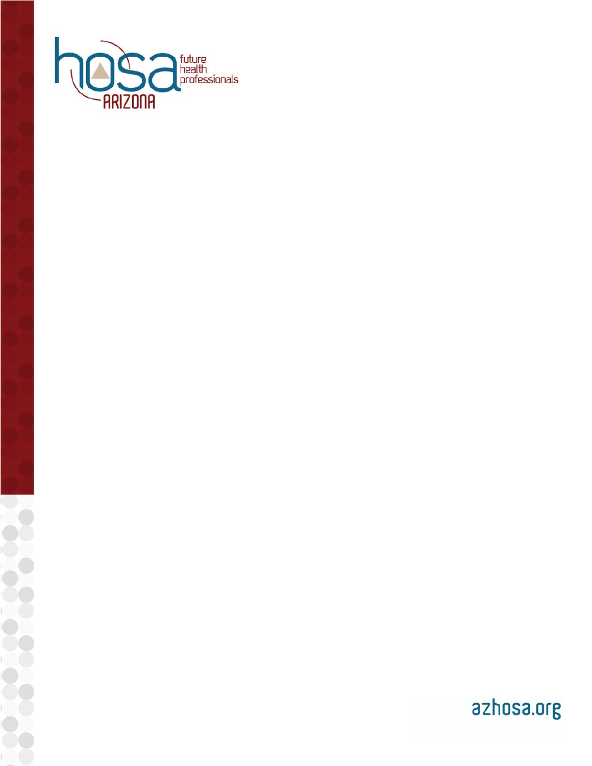hosa future health professionals

ARIZONA

azhosa.org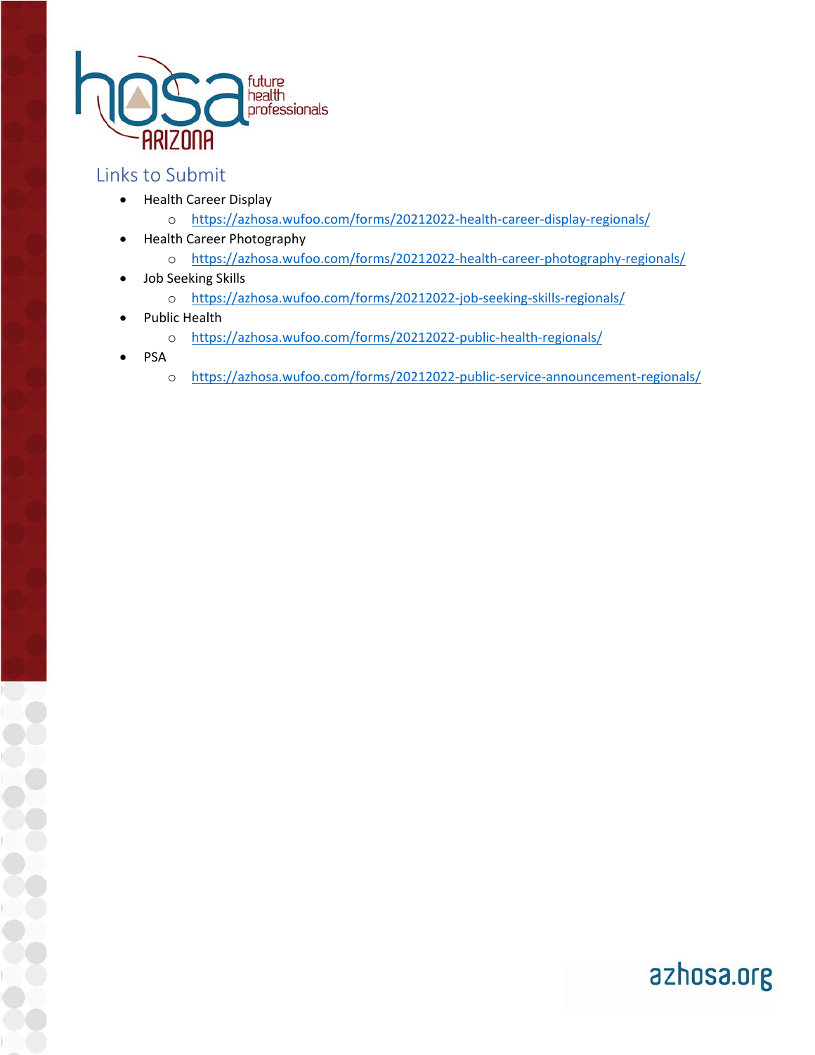## Links to Submit

- Health Career Display
  - https://azhosa.wufoo.com/forms/20212022-health-career-display-regionals/
- Health Career Photography
  - https://azhosa.wufoo.com/forms/20212022-health-career-photography-regionals/
- Job Seeking Skills
  - https://azhosa.wufoo.com/forms/20212022-job-seeking-skills-regionals/
- Public Health
  - https://azhosa.wufoo.com/forms/20212022-public-health-regionals/
- PSA
  - https://azhosa.wufoo.com/forms/20212022-public-service-announcement-regionals/